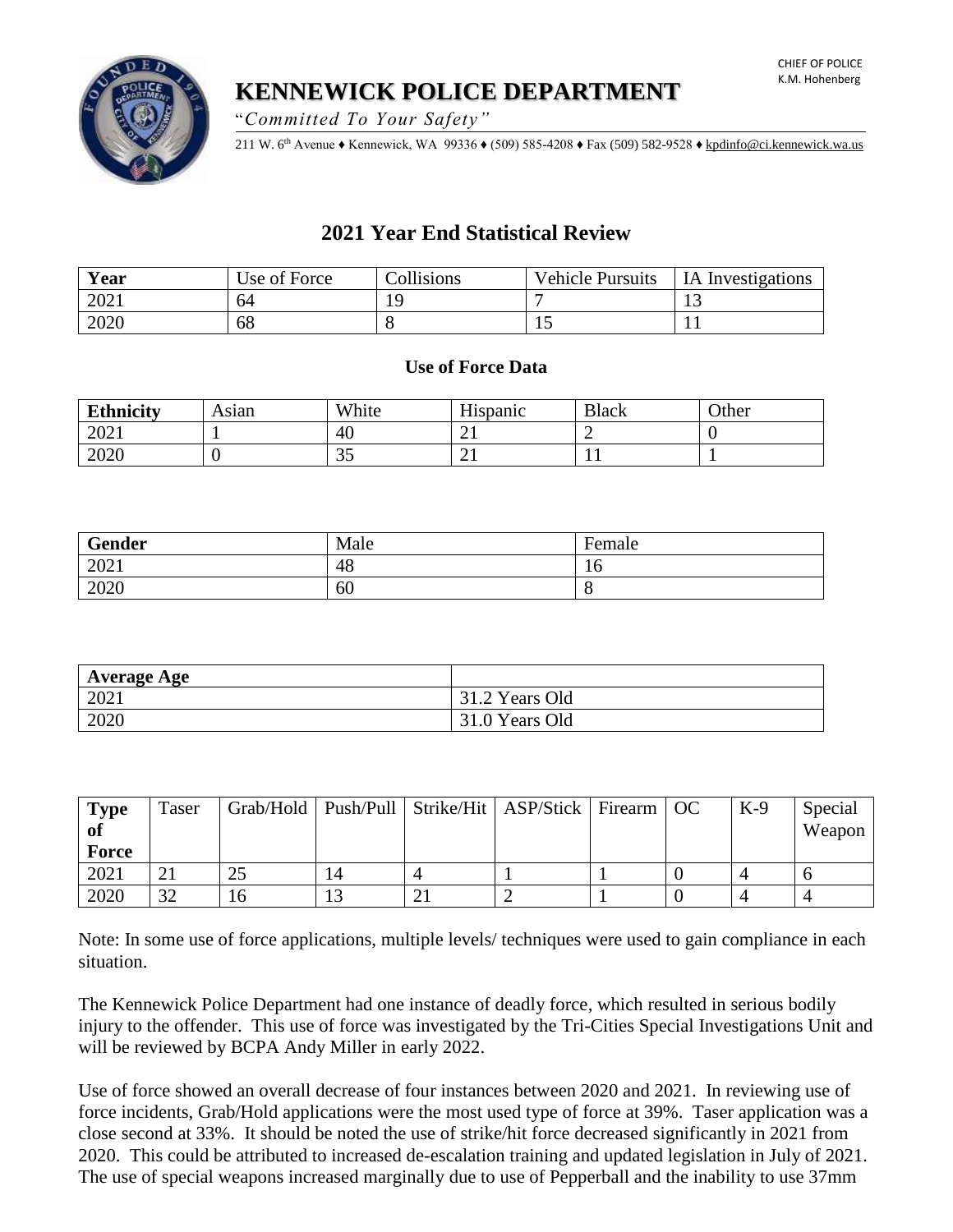CHIEF OF POLICE
K.M. Hohenberg

# KENNEWICK POLICE DEPARTMENT

"*Committed To Your Safety*"

211 W. 6th Avenue ♦ Kennewick, WA 99336 ♦ (509) 585-4208 ♦ Fax (509) 582-9528 ♦ kpdinfo@ci.kennewick.wa.us

## 2021 Year End Statistical Review

| **Year** | Use of Force | Collisions | Vehicle Pursuits | IA Investigations |
|---|---|---|---|---|
| 2021 | 64 | 19 | 7 | 13 |
| 2020 | 68 | 8 | 15 | 11 |

### Use of Force Data

| **Ethnicity** | Asian | White | Hispanic | Black | Other |
|---|---|---|---|---|---|
| 2021 | 1 | 40 | 21 | 2 | 0 |
| 2020 | 0 | 35 | 21 | 11 | 1 |

| **Gender** | Male | Female |
|---|---|---|
| 2021 | 48 | 16 |
| 2020 | 60 | 8 |

| **Average Age** | |
|---|---|
| 2021 | 31.2 Years Old |
| 2020 | 31.0 Years Old |

| **Type of Force** | Taser | Grab/Hold | Push/Pull | Strike/Hit | ASP/Stick | Firearm | OC | K-9 | Special Weapon |
|---|---|---|---|---|---|---|---|---|---|
| 2021 | 21 | 25 | 14 | 4 | 1 | 1 | 0 | 4 | 6 |
| 2020 | 32 | 16 | 13 | 21 | 2 | 1 | 0 | 4 | 4 |

Note: In some use of force applications, multiple levels/ techniques were used to gain compliance in each situation.

The Kennewick Police Department had one instance of deadly force, which resulted in serious bodily injury to the offender. This use of force was investigated by the Tri-Cities Special Investigations Unit and will be reviewed by BCPA Andy Miller in early 2022.

Use of force showed an overall decrease of four instances between 2020 and 2021. In reviewing use of force incidents, Grab/Hold applications were the most used type of force at 39%. Taser application was a close second at 33%. It should be noted the use of strike/hit force decreased significantly in 2021 from 2020. This could be attributed to increased de-escalation training and updated legislation in July of 2021. The use of special weapons increased marginally due to use of Pepperball and the inability to use 37mm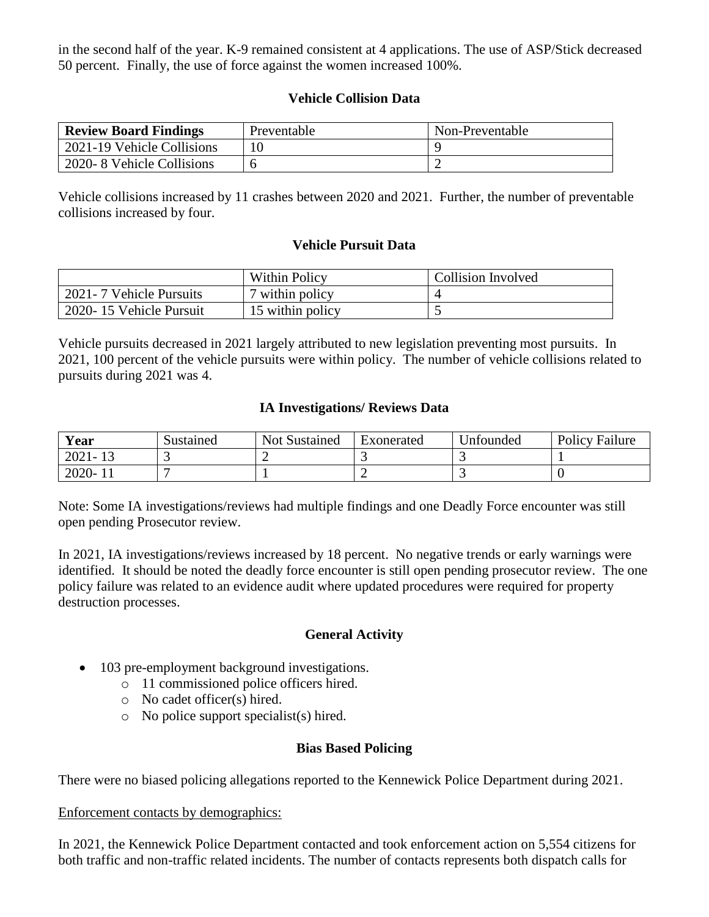in the second half of the year. K-9 remained consistent at 4 applications. The use of ASP/Stick decreased 50 percent. Finally, the use of force against the women increased 100%.

### Vehicle Collision Data

| **Review Board Findings** | Preventable | Non-Preventable |
|---|---|---|
| 2021-19 Vehicle Collisions | 10 | 9 |
| 2020- 8 Vehicle Collisions | 6 | 2 |

Vehicle collisions increased by 11 crashes between 2020 and 2021. Further, the number of preventable collisions increased by four.

### Vehicle Pursuit Data

| | Within Policy | Collision Involved |
|---|---|---|
| 2021- 7 Vehicle Pursuits | 7 within policy | 4 |
| 2020- 15 Vehicle Pursuit | 15 within policy | 5 |

Vehicle pursuits decreased in 2021 largely attributed to new legislation preventing most pursuits. In 2021, 100 percent of the vehicle pursuits were within policy. The number of vehicle collisions related to pursuits during 2021 was 4.

### IA Investigations/ Reviews Data

| **Year** | Sustained | Not Sustained | Exonerated | Unfounded | Policy Failure |
|---|---|---|---|---|---|
| 2021- 13 | 3 | 2 | 3 | 3 | 1 |
| 2020- 11 | 7 | 1 | 2 | 3 | 0 |

Note: Some IA investigations/reviews had multiple findings and one Deadly Force encounter was still open pending Prosecutor review.

In 2021, IA investigations/reviews increased by 18 percent. No negative trends or early warnings were identified. It should be noted the deadly force encounter is still open pending prosecutor review. The one policy failure was related to an evidence audit where updated procedures were required for property destruction processes.

### General Activity

- 103 pre-employment background investigations.
  - 11 commissioned police officers hired.
  - No cadet officer(s) hired.
  - No police support specialist(s) hired.

### Bias Based Policing

There were no biased policing allegations reported to the Kennewick Police Department during 2021.

Enforcement contacts by demographics:

In 2021, the Kennewick Police Department contacted and took enforcement action on 5,554 citizens for both traffic and non-traffic related incidents. The number of contacts represents both dispatch calls for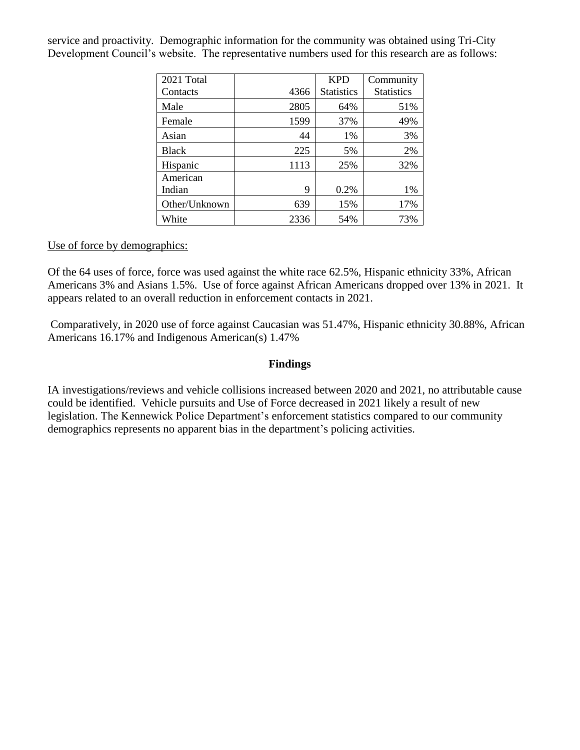service and proactivity. Demographic information for the community was obtained using Tri-City Development Council's website. The representative numbers used for this research are as follows:

| 2021 Total Contacts | 4366 | KPD Statistics | Community Statistics |
|---|---|---|---|
| Male | 2805 | 64% | 51% |
| Female | 1599 | 37% | 49% |
| Asian | 44 | 1% | 3% |
| Black | 225 | 5% | 2% |
| Hispanic | 1113 | 25% | 32% |
| American Indian | 9 | 0.2% | 1% |
| Other/Unknown | 639 | 15% | 17% |
| White | 2336 | 54% | 73% |

Use of force by demographics:

Of the 64 uses of force, force was used against the white race 62.5%, Hispanic ethnicity 33%, African Americans 3% and Asians 1.5%. Use of force against African Americans dropped over 13% in 2021. It appears related to an overall reduction in enforcement contacts in 2021.

Comparatively, in 2020 use of force against Caucasian was 51.47%, Hispanic ethnicity 30.88%, African Americans 16.17% and Indigenous American(s) 1.47%

## Findings

IA investigations/reviews and vehicle collisions increased between 2020 and 2021, no attributable cause could be identified. Vehicle pursuits and Use of Force decreased in 2021 likely a result of new legislation. The Kennewick Police Department's enforcement statistics compared to our community demographics represents no apparent bias in the department's policing activities.